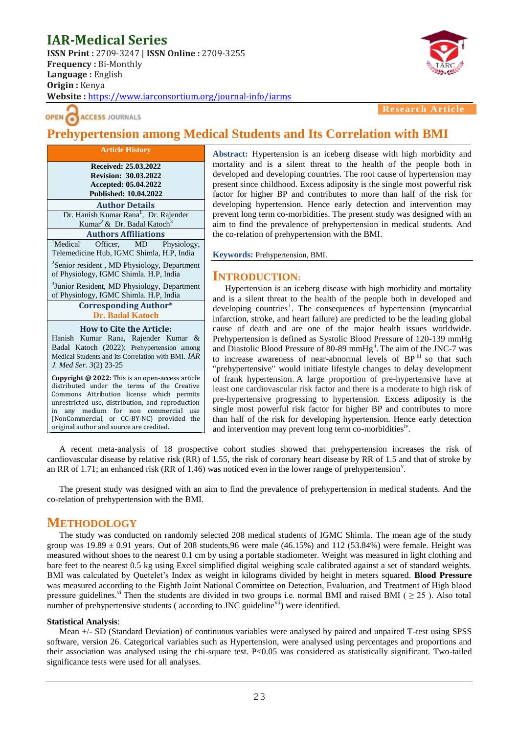# IAR-Medical Series

**ISSN Print :** 2709-3247 | **ISSN Online :** 2709-3255
**Frequency :** Bi-Monthly
**Language :** English
**Origin :** Kenya
**Website :** https://www.iarconsortium.org/journal-info/iarms

OPEN ACCESS JOURNALS

**Research Article**

# Prehypertension among Medical Students and Its Correlation with BMI

| Article History |
| --- |
| **Received: 25.03.2022** |
| **Revision: 30.03.2022** |
| **Accepted: 05.04.2022** |
| **Published: 10.04.2022** |

**Author Details**

Dr. Hanish Kumar Rana[1], Dr. Rajender Kumar[2] & Dr. Badal Katoch[3]

**Authors Affiliations**

[1]Medical Officer, MD Physiology, Telemedicine Hub, IGMC Shimla, H.P, India

[2]Senior resident , MD Physiology, Department of Physiology, IGMC Shimla. H.P, India

[3]Junior Resident, MD Physiology, Department of Physiology, IGMC Shimla. H.P, India

**Corresponding Author***

**Dr. Badal Katoch**

**How to Cite the Article:**

Hanish Kumar Rana, Rajender Kumar & Badal Katoch (2022); Prehypertension among Medical Students and Its Correlation with BMI. *IAR J. Med Ser. 3*(2) 23-25

**Copyright @ 2022:** This is an open-access article distributed under the terms of the Creative Commons Attribution license which permits unrestricted use, distribution, and reproduction in any medium for non commercial use (NonCommercial, or CC-BY-NC) provided the original author and source are credited.

**Abstract:** Hypertension is an iceberg disease with high morbidity and mortality and is a silent threat to the health of the people both in developed and developing countries. The root cause of hypertension may present since childhood. Excess adiposity is the single most powerful risk factor for higher BP and contributes to more than half of the risk for developing hypertension. Hence early detection and intervention may prevent long term co-morbidities. The present study was designed with an aim to find the prevalence of prehypertension in medical students. And the co-relation of prehypertension with the BMI.

**Keywords:** Prehypertension, BMI.

## INTRODUCTION:

Hypertension is an iceberg disease with high morbidity and mortality and is a silent threat to the health of the people both in developed and developing countries[i]. The consequences of hypertension (myocardial infarction, stroke, and heart failure) are predicted to be the leading global cause of death and are one of the major health issues worldwide. Prehypertension is defined as Systolic Blood Pressure of 120-139 mmHg and Diastolic Blood Pressure of 80-89 mmHg[ii]. The aim of the JNC-7 was to increase awareness of near-abnormal levels of BP[iii] so that such "prehypertensive" would initiate lifestyle changes to delay development of frank hypertension. A large proportion of pre-hypertensive have at least one cardiovascular risk factor and there is a moderate to high risk of pre-hypertensive progressing to hypertension. Excess adiposity is the single most powerful risk factor for higher BP and contributes to more than half of the risk for developing hypertension. Hence early detection and intervention may prevent long term co-morbidities[iv].

A recent meta-analysis of 18 prospective cohort studies showed that prehypertension increases the risk of cardiovascular disease by relative risk (RR) of 1.55, the risk of coronary heart disease by RR of 1.5 and that of stroke by an RR of 1.71; an enhanced risk (RR of 1.46) was noticed even in the lower range of prehypertension[v].

The present study was designed with an aim to find the prevalence of prehypertension in medical students. And the co-relation of prehypertension with the BMI.

## METHODOLOGY

The study was conducted on randomly selected 208 medical students of IGMC Shimla. The mean age of the study group was 19.89 ± 0.91 years. Out of 208 students,96 were male (46.15%) and 112 (53.84%) were female. Height was measured without shoes to the nearest 0.1 cm by using a portable stadiometer. Weight was measured in light clothing and bare feet to the nearest 0.5 kg using Excel simplified digital weighing scale calibrated against a set of standard weights. BMI was calculated by Quetelet's Index as weight in kilograms divided by height in meters squared. **Blood Pressure** was measured according to the Eighth Joint National Committee on Detection, Evaluation, and Treatment of High blood pressure guidelines.[vi] Then the students are divided in two groups i.e. normal BMI and raised BMI ( $\geq 25$ ). Also total number of prehypertensive students ( according to JNC guideline[vii]) were identified.

### Statistical Analysis:

Mean +/- SD (Standard Deviation) of continuous variables were analysed by paired and unpaired T-test using SPSS software, version 26. Categorical variables such as Hypertension, were analysed using percentages and proportions and their association was analysed using the chi-square test. $P<0.05$ was considered as statistically significant. Two-tailed significance tests were used for all analyses.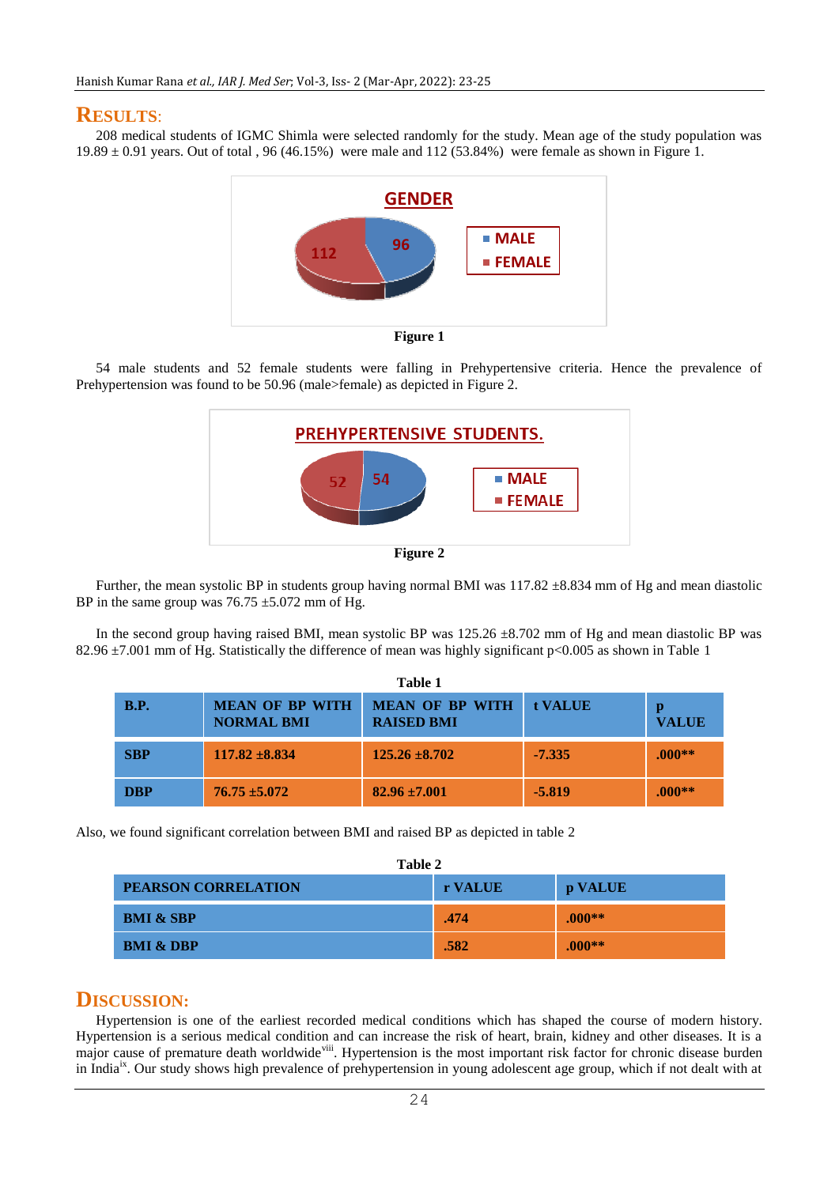## RESULTS:

208 medical students of IGMC Shimla were selected randomly for the study. Mean age of the study population was 19.89 ± 0.91 years. Out of total , 96 (46.15%) were male and 112 (53.84%) were female as shown in Figure 1.

**Figure 1**

54 male students and 52 female students were falling in Prehypertensive criteria. Hence the prevalence of Prehypertension was found to be 50.96 (male>female) as depicted in Figure 2.

**Figure 2**

Further, the mean systolic BP in students group having normal BMI was 117.82 ±8.834 mm of Hg and mean diastolic BP in the same group was 76.75 ±5.072 mm of Hg.

In the second group having raised BMI, mean systolic BP was 125.26 ±8.702 mm of Hg and mean diastolic BP was 82.96 ±7.001 mm of Hg. Statistically the difference of mean was highly significant p<0.005 as shown in Table 1

**Table 1**

| B.P. | MEAN OF BP WITH NORMAL BMI | MEAN OF BP WITH RAISED BMI | t VALUE | p VALUE |
|---|---|---|---|---|
| SBP | 117.82 ±8.834 | 125.26 ±8.702 | -7.335 | .000** |
| DBP | 76.75 ±5.072 | 82.96 ±7.001 | -5.819 | .000** |

Also, we found significant correlation between BMI and raised BP as depicted in table 2

**Table 2**

| PEARSON CORRELATION | r VALUE | p VALUE |
|---|---|---|
| BMI & SBP | .474 | .000** |
| BMI & DBP | .582 | .000** |

## DISCUSSION:

Hypertension is one of the earliest recorded medical conditions which has shaped the course of modern history. Hypertension is a serious medical condition and can increase the risk of heart, brain, kidney and other diseases. It is a major cause of premature death worldwide[viii]. Hypertension is the most important risk factor for chronic disease burden in India[ix]. Our study shows high prevalence of prehypertension in young adolescent age group, which if not dealt with at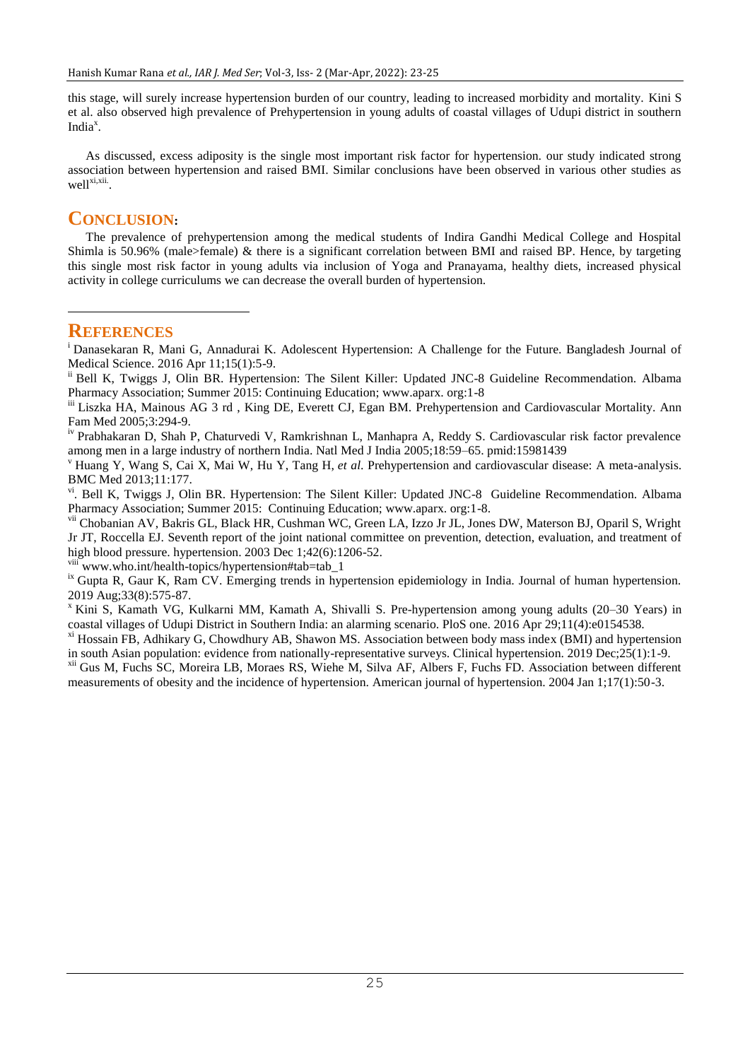this stage, will surely increase hypertension burden of our country, leading to increased morbidity and mortality. Kini S et al. also observed high prevalence of Prehypertension in young adults of coastal villages of Udupi district in southern India[x].

As discussed, excess adiposity is the single most important risk factor for hypertension. our study indicated strong association between hypertension and raised BMI. Similar conclusions have been observed in various other studies as well[xi,xii].

## CONCLUSION:

The prevalence of prehypertension among the medical students of Indira Gandhi Medical College and Hospital Shimla is 50.96% (male>female) & there is a significant correlation between BMI and raised BP. Hence, by targeting this single most risk factor in young adults via inclusion of Yoga and Pranayama, healthy diets, increased physical activity in college curriculums we can decrease the overall burden of hypertension.

## REFERENCES

[i] Danasekaran R, Mani G, Annadurai K. Adolescent Hypertension: A Challenge for the Future. Bangladesh Journal of Medical Science. 2016 Apr 11;15(1):5-9.

[ii] Bell K, Twiggs J, Olin BR. Hypertension: The Silent Killer: Updated JNC-8 Guideline Recommendation. Albama Pharmacy Association; Summer 2015: Continuing Education; www.aparx. org:1-8

[iii] Liszka HA, Mainous AG 3 rd , King DE, Everett CJ, Egan BM. Prehypertension and Cardiovascular Mortality. Ann Fam Med 2005;3:294-9.

[iv] Prabhakaran D, Shah P, Chaturvedi V, Ramkrishnan L, Manhapra A, Reddy S. Cardiovascular risk factor prevalence among men in a large industry of northern India. Natl Med J India 2005;18:59–65. pmid:15981439

[v] Huang Y, Wang S, Cai X, Mai W, Hu Y, Tang H, *et al*. Prehypertension and cardiovascular disease: A meta-analysis. BMC Med 2013;11:177.

[vi]. Bell K, Twiggs J, Olin BR. Hypertension: The Silent Killer: Updated JNC-8 Guideline Recommendation. Albama Pharmacy Association; Summer 2015: Continuing Education; www.aparx. org:1-8.

[vii] Chobanian AV, Bakris GL, Black HR, Cushman WC, Green LA, Izzo Jr JL, Jones DW, Materson BJ, Oparil S, Wright Jr JT, Roccella EJ. Seventh report of the joint national committee on prevention, detection, evaluation, and treatment of high blood pressure. hypertension. 2003 Dec 1;42(6):1206-52.

[viii] www.who.int/health-topics/hypertension#tab=tab_1

[ix] Gupta R, Gaur K, Ram CV. Emerging trends in hypertension epidemiology in India. Journal of human hypertension. 2019 Aug;33(8):575-87.

[x] Kini S, Kamath VG, Kulkarni MM, Kamath A, Shivalli S. Pre-hypertension among young adults (20–30 Years) in coastal villages of Udupi District in Southern India: an alarming scenario. PloS one. 2016 Apr 29;11(4):e0154538.

[xi] Hossain FB, Adhikary G, Chowdhury AB, Shawon MS. Association between body mass index (BMI) and hypertension in south Asian population: evidence from nationally-representative surveys. Clinical hypertension. 2019 Dec;25(1):1-9.

[xii] Gus M, Fuchs SC, Moreira LB, Moraes RS, Wiehe M, Silva AF, Albers F, Fuchs FD. Association between different measurements of obesity and the incidence of hypertension. American journal of hypertension. 2004 Jan 1;17(1):50-3.